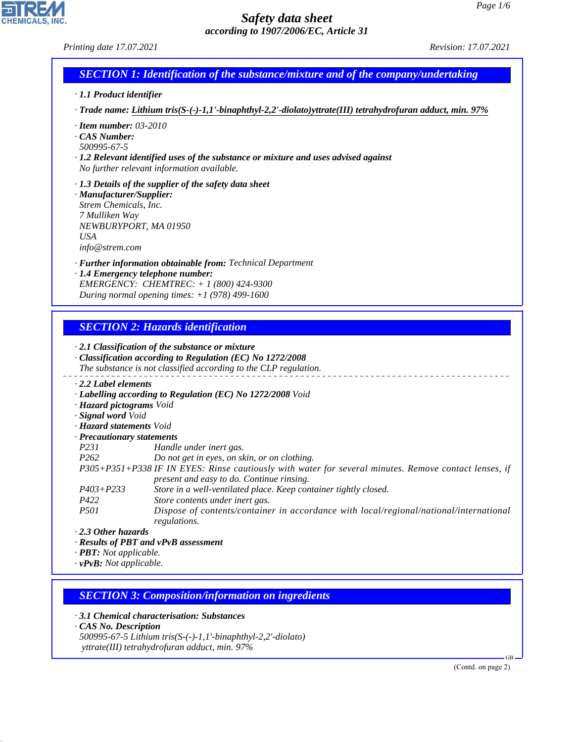# Safety data sheet

*according to 1907/2006/EC, Article 31*

*Printing date 17.07.2021* *Revision: 17.07.2021*

## SECTION 1: Identification of the substance/mixture and of the company/undertaking

· **1.1 Product identifier**

· **Trade name: Lithium tris(S-(-)-1,1'-binaphthyl-2,2'-diolato)yttrate(III) tetrahydrofuran adduct, min. 97%**

· **Item number:** 03-2010
· **CAS Number:**
500995-67-5
· **1.2 Relevant identified uses of the substance or mixture and uses advised against**
No further relevant information available.

· **1.3 Details of the supplier of the safety data sheet**
· **Manufacturer/Supplier:**
Strem Chemicals, Inc.
7 Mulliken Way
NEWBURYPORT, MA 01950
USA
info@strem.com

· **Further information obtainable from:** Technical Department
· **1.4 Emergency telephone number:**
EMERGENCY: CHEMTREC: + 1 (800) 424-9300
During normal opening times: +1 (978) 499-1600

## SECTION 2: Hazards identification

· **2.1 Classification of the substance or mixture**
· **Classification according to Regulation (EC) No 1272/2008**
The substance is not classified according to the CLP regulation.

· **2.2 Label elements**
· **Labelling according to Regulation (EC) No 1272/2008** Void
· **Hazard pictograms** Void
· **Signal word** Void
· **Hazard statements** Void
· **Precautionary statements**

| | |
|---|---|
| P231 | Handle under inert gas. |
| P262 | Do not get in eyes, on skin, or on clothing. |
| P305+P351+P338 | IF IN EYES: Rinse cautiously with water for several minutes. Remove contact lenses, if present and easy to do. Continue rinsing. |
| P403+P233 | Store in a well-ventilated place. Keep container tightly closed. |
| P422 | Store contents under inert gas. |
| P501 | Dispose of contents/container in accordance with local/regional/national/international regulations. |

· **2.3 Other hazards**
· **Results of PBT and vPvB assessment**
· **PBT:** Not applicable.
· **vPvB:** Not applicable.

## SECTION 3: Composition/information on ingredients

· **3.1 Chemical characterisation: Substances**
· **CAS No. Description**
500995-67-5 Lithium tris(S-(-)-1,1'-binaphthyl-2,2'-diolato) yttrate(III) tetrahydrofuran adduct, min. 97%

(Contd. on page 2)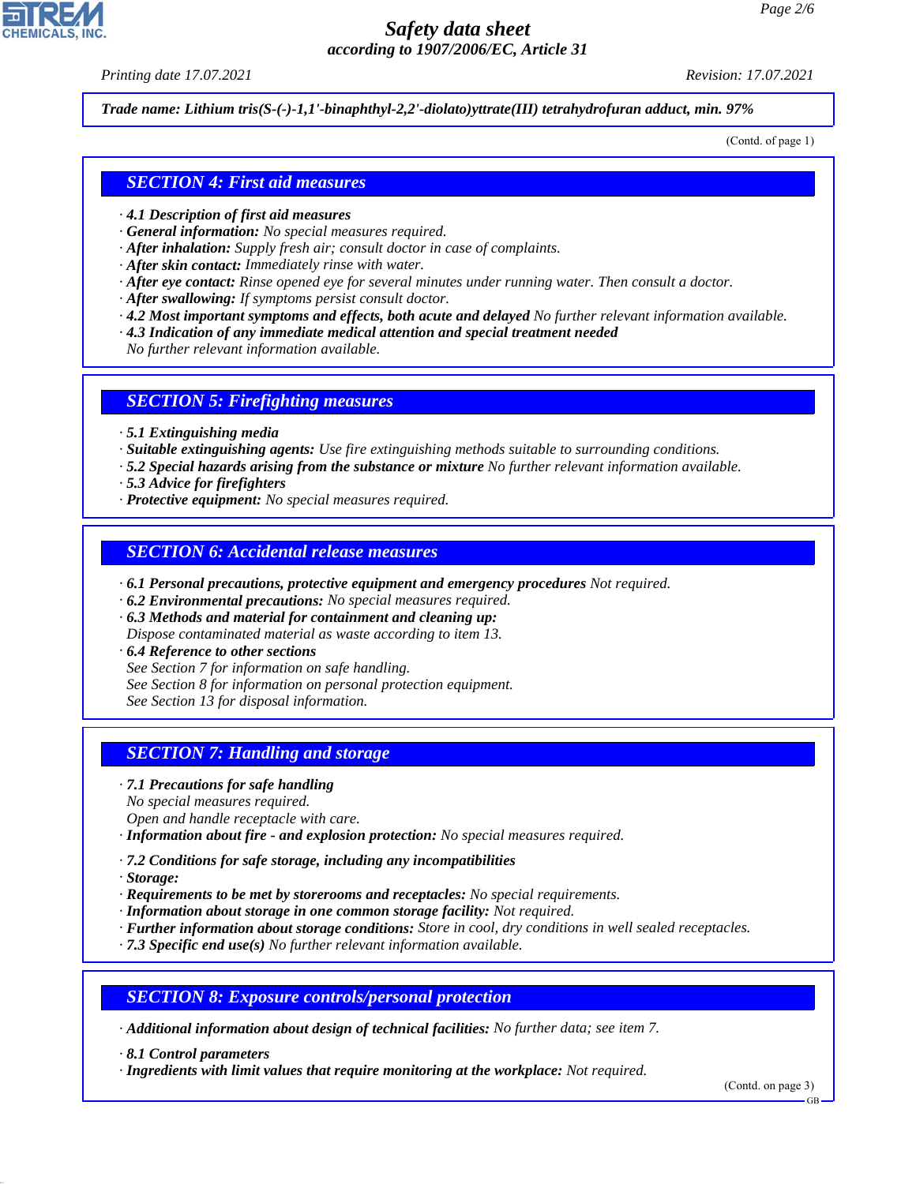Trade name: Lithium tris(S-(-)-1,1'-binaphthyl-2,2'-diolato)yttrate(III) tetrahydrofuran adduct, min. 97%

(Contd. of page 1)

## SECTION 4: First aid measures

· **4.1 Description of first aid measures**
· **General information:** No special measures required.
· **After inhalation:** Supply fresh air; consult doctor in case of complaints.
· **After skin contact:** Immediately rinse with water.
· **After eye contact:** Rinse opened eye for several minutes under running water. Then consult a doctor.
· **After swallowing:** If symptoms persist consult doctor.
· **4.2 Most important symptoms and effects, both acute and delayed** No further relevant information available.
· **4.3 Indication of any immediate medical attention and special treatment needed**
No further relevant information available.

## SECTION 5: Firefighting measures

· **5.1 Extinguishing media**
· **Suitable extinguishing agents:** Use fire extinguishing methods suitable to surrounding conditions.
· **5.2 Special hazards arising from the substance or mixture** No further relevant information available.
· **5.3 Advice for firefighters**
· **Protective equipment:** No special measures required.

## SECTION 6: Accidental release measures

· **6.1 Personal precautions, protective equipment and emergency procedures** Not required.
· **6.2 Environmental precautions:** No special measures required.
· **6.3 Methods and material for containment and cleaning up:**
Dispose contaminated material as waste according to item 13.
· **6.4 Reference to other sections**
See Section 7 for information on safe handling.
See Section 8 for information on personal protection equipment.
See Section 13 for disposal information.

## SECTION 7: Handling and storage

· **7.1 Precautions for safe handling**
No special measures required.
Open and handle receptacle with care.
· **Information about fire - and explosion protection:** No special measures required.

· **7.2 Conditions for safe storage, including any incompatibilities**
· **Storage:**
· **Requirements to be met by storerooms and receptacles:** No special requirements.
· **Information about storage in one common storage facility:** Not required.
· **Further information about storage conditions:** Store in cool, dry conditions in well sealed receptacles.
· **7.3 Specific end use(s)** No further relevant information available.

## SECTION 8: Exposure controls/personal protection

· **Additional information about design of technical facilities:** No further data; see item 7.

· **8.1 Control parameters**
· **Ingredients with limit values that require monitoring at the workplace:** Not required.

(Contd. on page 3)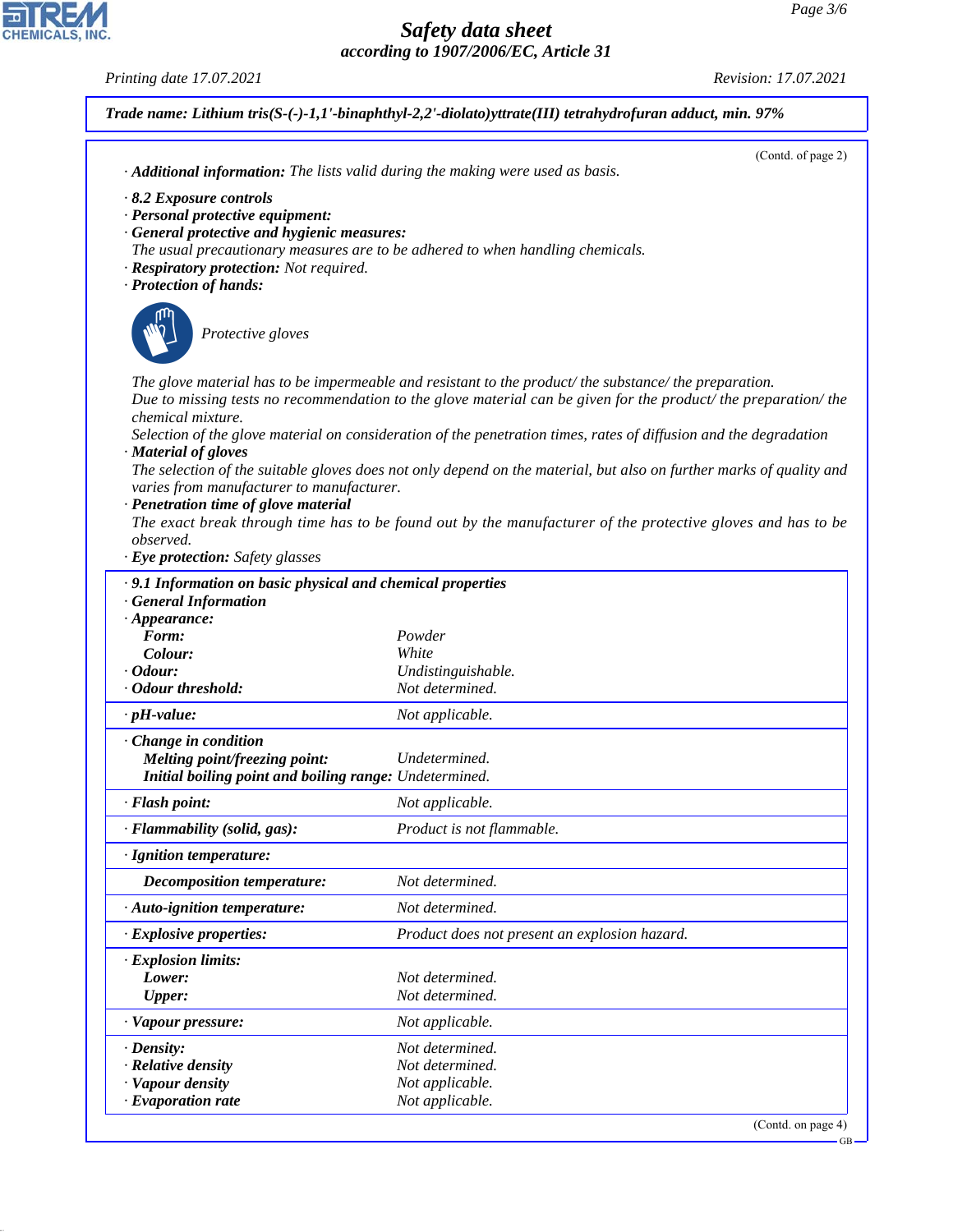**Trade name: Lithium tris(S-(-)-1,1'-binaphthyl-2,2'-diolato)yttrate(III) tetrahydrofuran adduct, min. 97%**

(Contd. of page 2)

· **Additional information:** The lists valid during the making were used as basis.

· **8.2 Exposure controls**
· **Personal protective equipment:**
· **General protective and hygienic measures:**
The usual precautionary measures are to be adhered to when handling chemicals.
· **Respiratory protection:** Not required.
· **Protection of hands:**

Protective gloves

The glove material has to be impermeable and resistant to the product/ the substance/ the preparation.
Due to missing tests no recommendation to the glove material can be given for the product/ the preparation/ the chemical mixture.
Selection of the glove material on consideration of the penetration times, rates of diffusion and the degradation
· **Material of gloves**
The selection of the suitable gloves does not only depend on the material, but also on further marks of quality and varies from manufacturer to manufacturer.
· **Penetration time of glove material**
The exact break through time has to be found out by the manufacturer of the protective gloves and has to be observed.
· **Eye protection:** Safety glasses

· **9.1 Information on basic physical and chemical properties**

| | |
|---|---|
| · **General Information** | |
| · **Appearance:** | |
| **Form:** | Powder |
| **Colour:** | White |
| · **Odour:** | Undistinguishable. |
| · **Odour threshold:** | Not determined. |
| · **pH-value:** | Not applicable. |
| · **Change in condition** | |
| **Melting point/freezing point:** | Undetermined. |
| **Initial boiling point and boiling range:** | Undetermined. |
| · **Flash point:** | Not applicable. |
| · **Flammability (solid, gas):** | Product is not flammable. |
| · **Ignition temperature:** | |
| **Decomposition temperature:** | Not determined. |
| · **Auto-ignition temperature:** | Not determined. |
| · **Explosive properties:** | Product does not present an explosion hazard. |
| · **Explosion limits:** | |
| **Lower:** | Not determined. |
| **Upper:** | Not determined. |
| · **Vapour pressure:** | Not applicable. |
| · **Density:** | Not determined. |
| · **Relative density** | Not determined. |
| · **Vapour density** | Not applicable. |
| · **Evaporation rate** | Not applicable. |

(Contd. on page 4)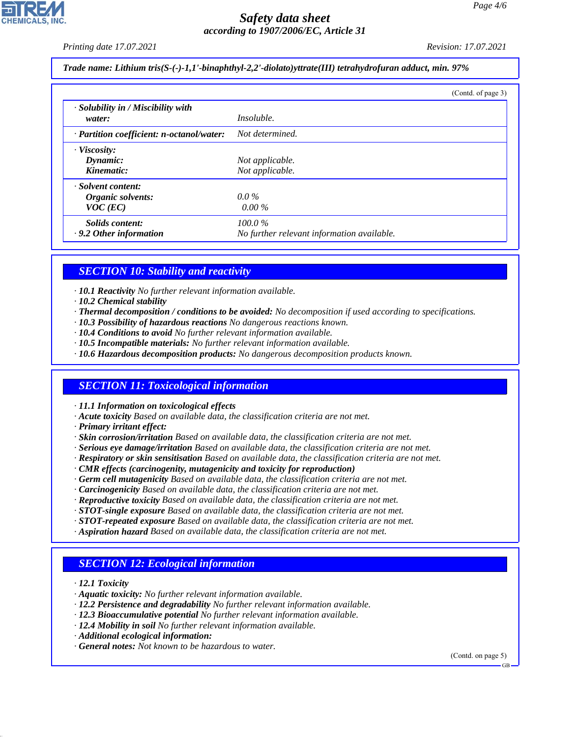**Trade name: Lithium tris(S-(-)-1,1'-binaphthyl-2,2'-diolato)yttrate(III) tetrahydrofuran adduct, min. 97%**

(Contd. of page 3)

| | |
|---|---|
| · **Solubility in / Miscibility with water:** | *Insoluble.* |
| · **Partition coefficient: n-octanol/water:** | *Not determined.* |
| · **Viscosity:** | |
| **Dynamic:** | *Not applicable.* |
| **Kinematic:** | *Not applicable.* |
| · **Solvent content:** | |
| **Organic solvents:** | *0.0 %* |
| **VOC (EC)** | *0.00 %* |
| **Solids content:** | *100.0 %* |
| · **9.2 Other information** | *No further relevant information available.* |

## SECTION 10: Stability and reactivity

· **10.1 Reactivity** No further relevant information available.
· **10.2 Chemical stability**
· **Thermal decomposition / conditions to be avoided:** No decomposition if used according to specifications.
· **10.3 Possibility of hazardous reactions** No dangerous reactions known.
· **10.4 Conditions to avoid** No further relevant information available.
· **10.5 Incompatible materials:** No further relevant information available.
· **10.6 Hazardous decomposition products:** No dangerous decomposition products known.

## SECTION 11: Toxicological information

· **11.1 Information on toxicological effects**
· **Acute toxicity** Based on available data, the classification criteria are not met.
· **Primary irritant effect:**
· **Skin corrosion/irritation** Based on available data, the classification criteria are not met.
· **Serious eye damage/irritation** Based on available data, the classification criteria are not met.
· **Respiratory or skin sensitisation** Based on available data, the classification criteria are not met.
· **CMR effects (carcinogenity, mutagenicity and toxicity for reproduction)**
· **Germ cell mutagenicity** Based on available data, the classification criteria are not met.
· **Carcinogenicity** Based on available data, the classification criteria are not met.
· **Reproductive toxicity** Based on available data, the classification criteria are not met.
· **STOT-single exposure** Based on available data, the classification criteria are not met.
· **STOT-repeated exposure** Based on available data, the classification criteria are not met.
· **Aspiration hazard** Based on available data, the classification criteria are not met.

## SECTION 12: Ecological information

· **12.1 Toxicity**
· **Aquatic toxicity:** No further relevant information available.
· **12.2 Persistence and degradability** No further relevant information available.
· **12.3 Bioaccumulative potential** No further relevant information available.
· **12.4 Mobility in soil** No further relevant information available.
· **Additional ecological information:**
· **General notes:** Not known to be hazardous to water.

(Contd. on page 5)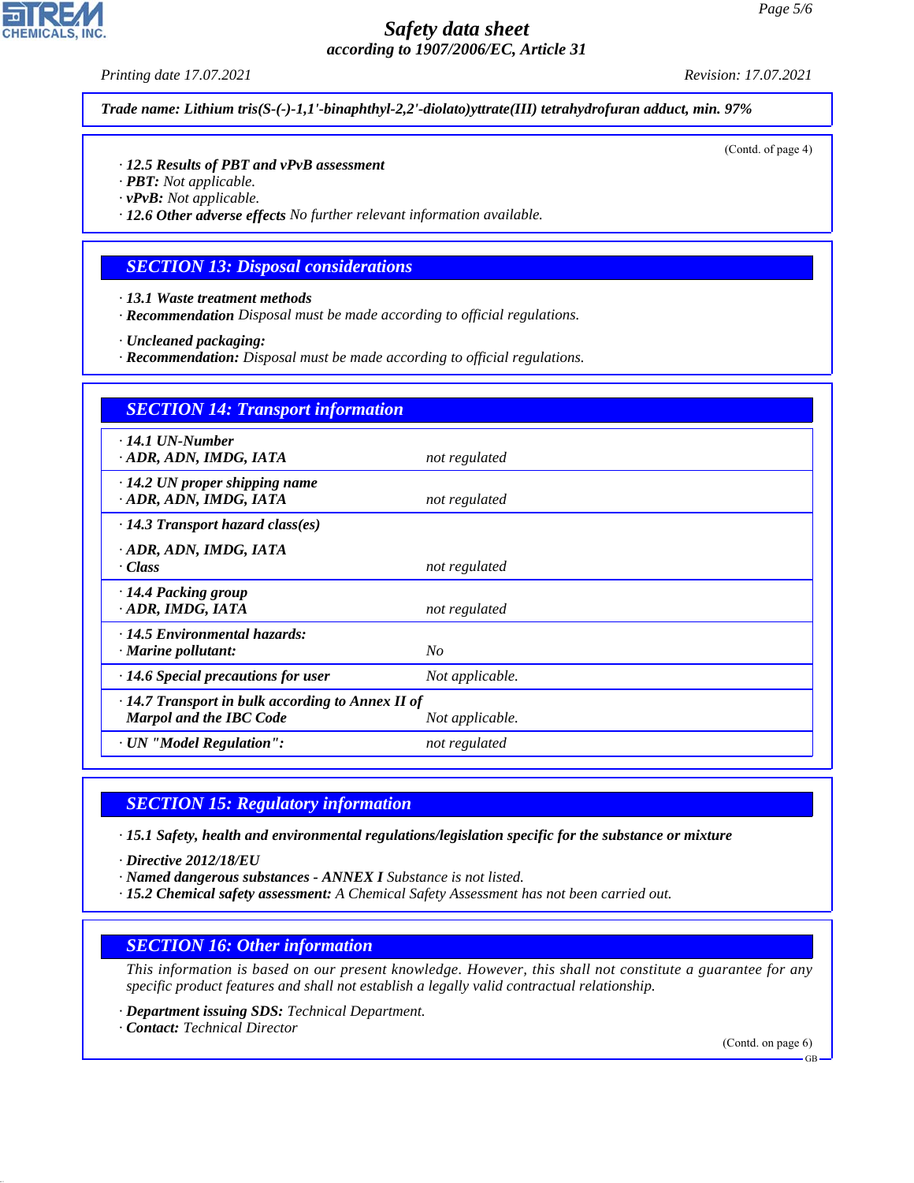**Trade name: Lithium tris(S-(-)-1,1'-binaphthyl-2,2'-diolato)yttrate(III) tetrahydrofuran adduct, min. 97%**

(Contd. of page 4)

· **12.5 Results of PBT and vPvB assessment**
· **PBT:** Not applicable.
· **vPvB:** Not applicable.
· **12.6 Other adverse effects** No further relevant information available.

## SECTION 13: Disposal considerations

· **13.1 Waste treatment methods**
· **Recommendation** Disposal must be made according to official regulations.

· **Uncleaned packaging:**
· **Recommendation:** Disposal must be made according to official regulations.

## SECTION 14: Transport information

| | |
|---|---|
| · **14.1 UN-Number**<br>· **ADR, ADN, IMDG, IATA** | not regulated |
| · **14.2 UN proper shipping name**<br>· **ADR, ADN, IMDG, IATA** | not regulated |
| · **14.3 Transport hazard class(es)**<br>· **ADR, ADN, IMDG, IATA**<br>· **Class** | not regulated |
| · **14.4 Packing group**<br>· **ADR, IMDG, IATA** | not regulated |
| · **14.5 Environmental hazards:**<br>· **Marine pollutant:** | No |
| · **14.6 Special precautions for user** | Not applicable. |
| · **14.7 Transport in bulk according to Annex II of Marpol and the IBC Code** | Not applicable. |
| · **UN "Model Regulation":** | not regulated |

## SECTION 15: Regulatory information

· **15.1 Safety, health and environmental regulations/legislation specific for the substance or mixture**

· **Directive 2012/18/EU**
· **Named dangerous substances - ANNEX I** Substance is not listed.
· **15.2 Chemical safety assessment:** A Chemical Safety Assessment has not been carried out.

## SECTION 16: Other information

This information is based on our present knowledge. However, this shall not constitute a guarantee for any specific product features and shall not establish a legally valid contractual relationship.

· **Department issuing SDS:** Technical Department.
· **Contact:** Technical Director

(Contd. on page 6)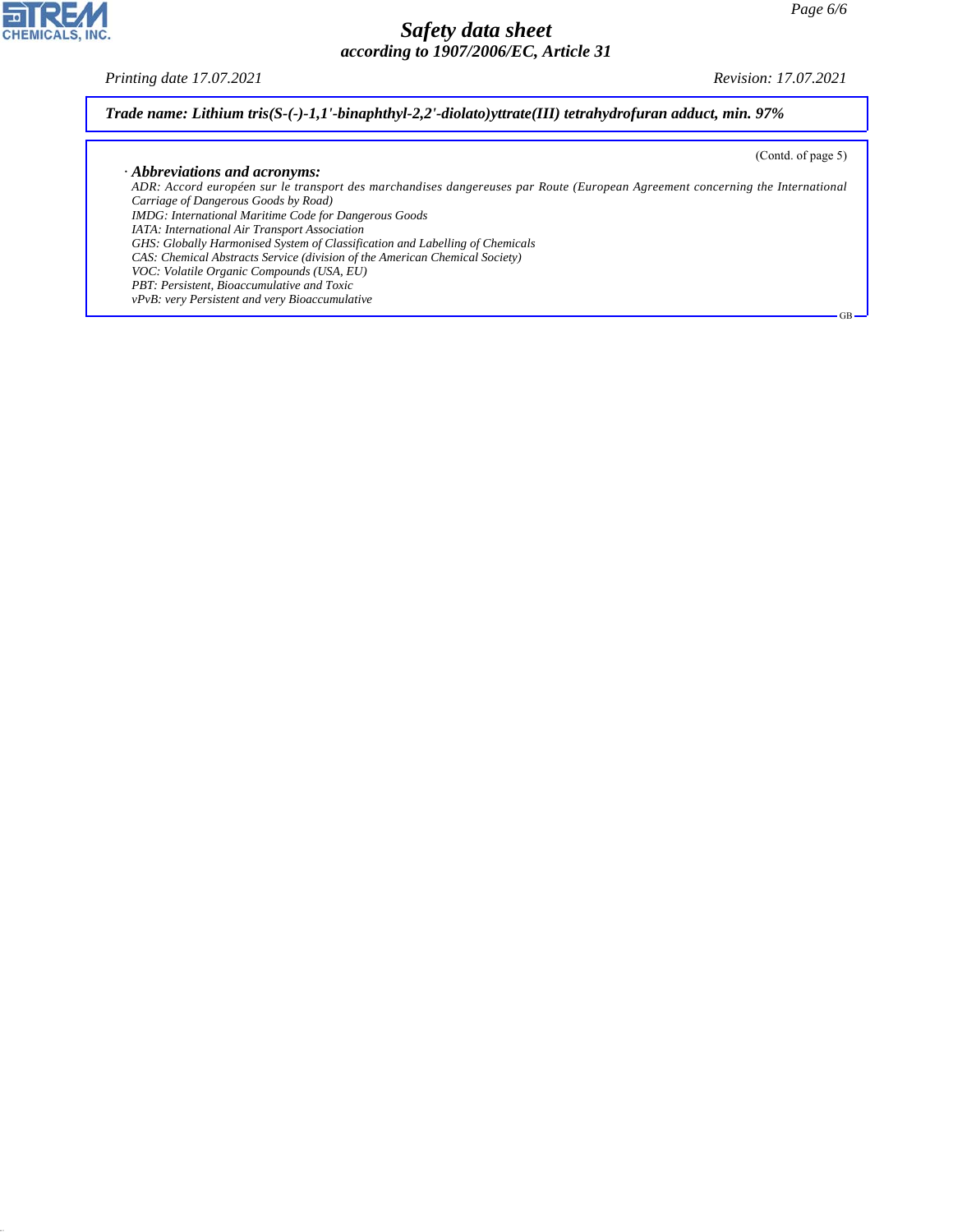(Contd. of page 5)

· ***Abbreviations and acronyms:***

*ADR: Accord européen sur le transport des marchandises dangereuses par Route (European Agreement concerning the International Carriage of Dangerous Goods by Road)*
*IMDG: International Maritime Code for Dangerous Goods*
*IATA: International Air Transport Association*
*GHS: Globally Harmonised System of Classification and Labelling of Chemicals*
*CAS: Chemical Abstracts Service (division of the American Chemical Society)*
*VOC: Volatile Organic Compounds (USA, EU)*
*PBT: Persistent, Bioaccumulative and Toxic*
*vPvB: very Persistent and very Bioaccumulative*

GB